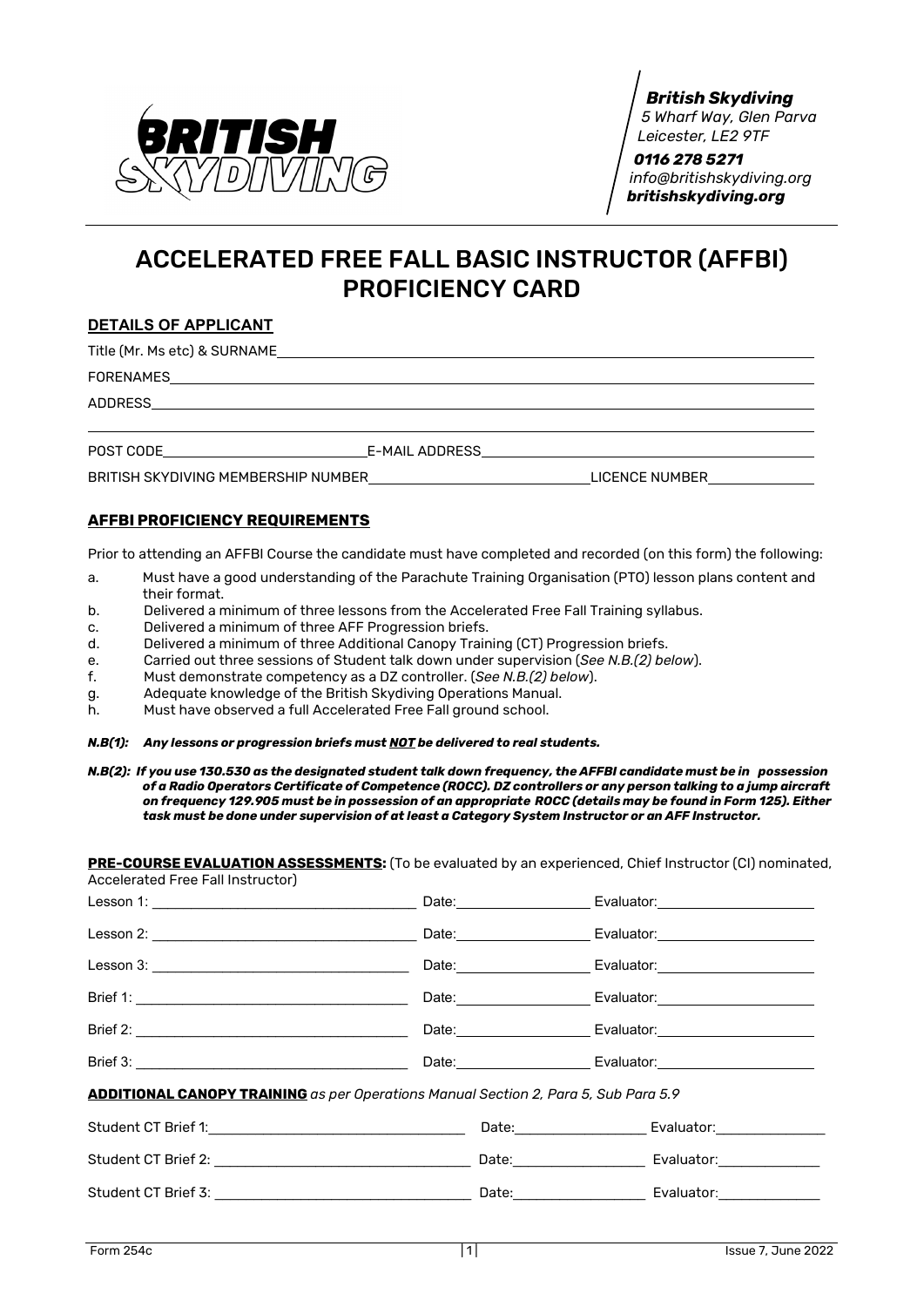**British Skydiving**
5 Wharf Way, Glen Parva
Leicester, LE2 9TF

**0116 278 5271**
info@britishskydiving.org
**britishskydiving.org**

# ACCELERATED FREE FALL BASIC INSTRUCTOR (AFFBI) PROFICIENCY CARD

## DETAILS OF APPLICANT

Title (Mr. Ms etc) & SURNAME ____________________

FORENAMES ____________________

ADDRESS ____________________

____________________

POST CODE ____________________ E-MAIL ADDRESS ____________________

BRITISH SKYDIVING MEMBERSHIP NUMBER ____________________ LICENCE NUMBER ____________________

## AFFBI PROFICIENCY REQUIREMENTS

Prior to attending an AFFBI Course the candidate must have completed and recorded (on this form) the following:

a. Must have a good understanding of the Parachute Training Organisation (PTO) lesson plans content and their format.
b. Delivered a minimum of three lessons from the Accelerated Free Fall Training syllabus.
c. Delivered a minimum of three AFF Progression briefs.
d. Delivered a minimum of three Additional Canopy Training (CT) Progression briefs.
e. Carried out three sessions of Student talk down under supervision (*See N.B.(2) below*).
f. Must demonstrate competency as a DZ controller. (*See N.B.(2) below*).
g. Adequate knowledge of the British Skydiving Operations Manual.
h. Must have observed a full Accelerated Free Fall ground school.

***N.B(1): Any lessons or progression briefs must NOT be delivered to real students.***

***N.B(2): If you use 130.530 as the designated student talk down frequency, the AFFBI candidate must be in possession of a Radio Operators Certificate of Competence (ROCC). DZ controllers or any person talking to a jump aircraft on frequency 129.905 must be in possession of an appropriate ROCC (details may be found in Form 125). Either task must be done under supervision of at least a Category System Instructor or an AFF Instructor.***

**PRE-COURSE EVALUATION ASSESSMENTS:** (To be evaluated by an experienced, Chief Instructor (CI) nominated, Accelerated Free Fall Instructor)

| | | |
|---|---|---|
| Lesson 1: ____________________ | Date: __________ | Evaluator: __________ |
| Lesson 2: ____________________ | Date: __________ | Evaluator: __________ |
| Lesson 3: ____________________ | Date: __________ | Evaluator: __________ |
| Brief 1: ____________________ | Date: __________ | Evaluator: __________ |
| Brief 2: ____________________ | Date: __________ | Evaluator: __________ |
| Brief 3: ____________________ | Date: __________ | Evaluator: __________ |

**ADDITIONAL CANOPY TRAINING** *as per Operations Manual Section 2, Para 5, Sub Para 5.9*

| | | |
|---|---|---|
| Student CT Brief 1: ____________________ | Date: __________ | Evaluator: __________ |
| Student CT Brief 2: ____________________ | Date: __________ | Evaluator: __________ |
| Student CT Brief 3: ____________________ | Date: __________ | Evaluator: __________ |

Form 254c | Issue 7, June 2022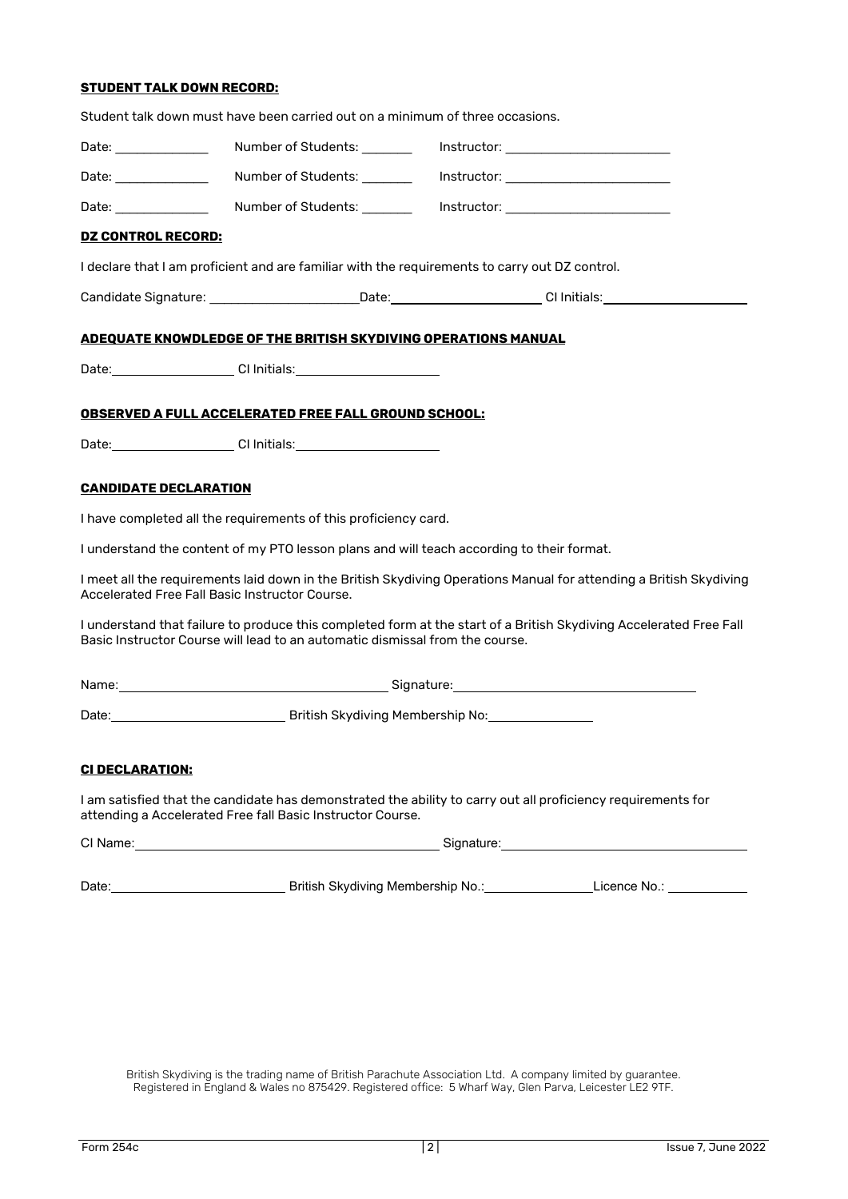**STUDENT TALK DOWN RECORD:**

Student talk down must have been carried out on a minimum of three occasions.

Date: _____________ Number of Students: _______ Instructor: _______________________

Date: _____________ Number of Students: _______ Instructor: _______________________

Date: _____________ Number of Students: _______ Instructor: _______________________

**DZ CONTROL RECORD:**

I declare that I am proficient and are familiar with the requirements to carry out DZ control.

Candidate Signature: _____________________ Date: _____________________ CI Initials: _____________________

**ADEQUATE KNOWDLEDGE OF THE BRITISH SKYDIVING OPERATIONS MANUAL**

Date: _________________ CI Initials: ____________________

**OBSERVED A FULL ACCELERATED FREE FALL GROUND SCHOOL:**

Date: _________________ CI Initials: ____________________

**CANDIDATE DECLARATION**

I have completed all the requirements of this proficiency card.

I understand the content of my PTO lesson plans and will teach according to their format.

I meet all the requirements laid down in the British Skydiving Operations Manual for attending a British Skydiving Accelerated Free Fall Basic Instructor Course.

I understand that failure to produce this completed form at the start of a British Skydiving Accelerated Free Fall Basic Instructor Course will lead to an automatic dismissal from the course.

Name: ____________________________________ Signature: _________________________________

Date: ________________________ British Skydiving Membership No: ______________

**CI DECLARATION:**

I am satisfied that the candidate has demonstrated the ability to carry out all proficiency requirements for attending a Accelerated Free fall Basic Instructor Course.

CI Name: ___________________________________________ Signature: __________________________________

Date: ________________________ British Skydiving Membership No.: _______________ Licence No.: ___________

British Skydiving is the trading name of British Parachute Association Ltd. A company limited by guarantee.
Registered in England & Wales no 875429. Registered office: 5 Wharf Way, Glen Parva, Leicester LE2 9TF.